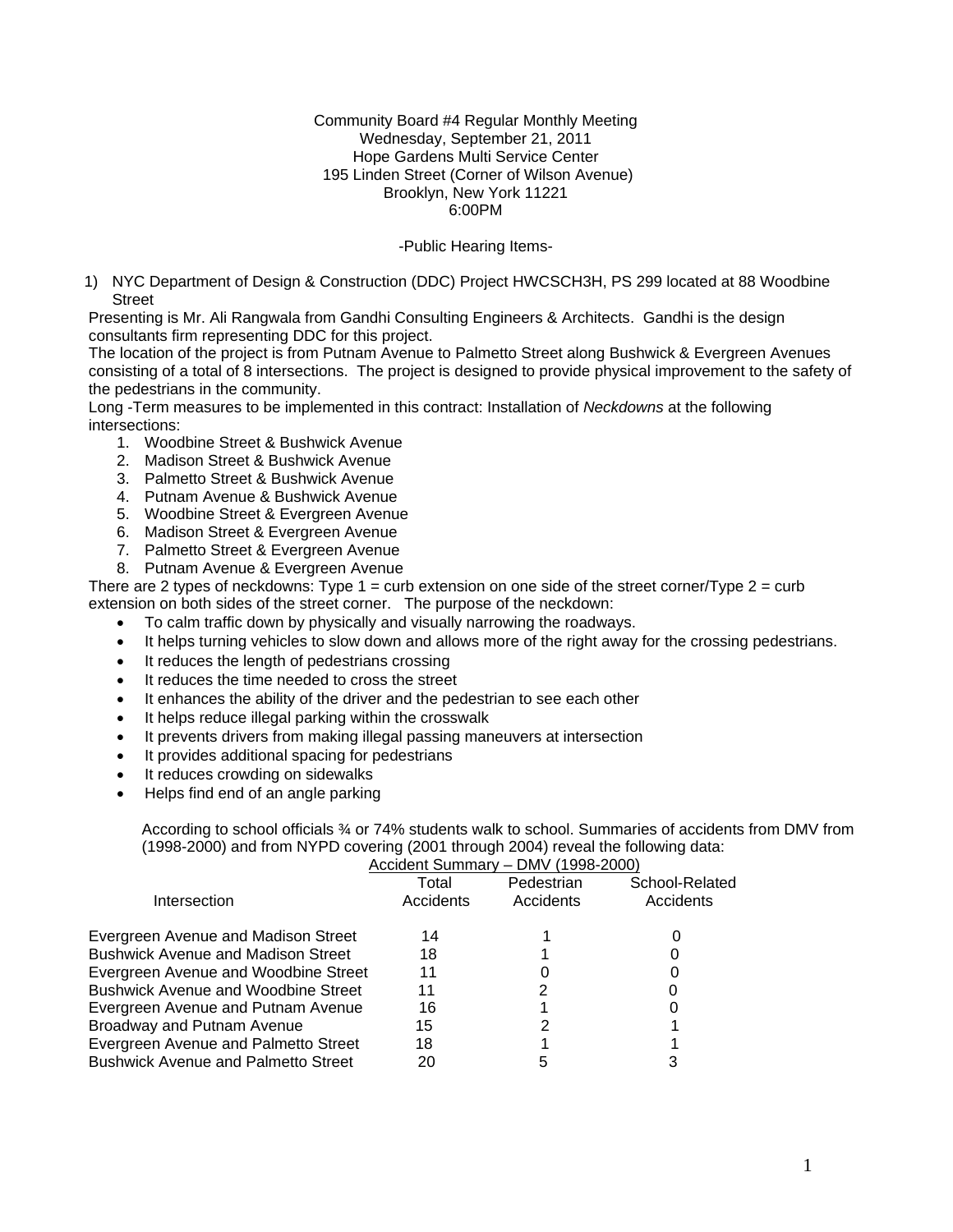Community Board #4 Regular Monthly Meeting
Wednesday, September 21, 2011
Hope Gardens Multi Service Center
195 Linden Street (Corner of Wilson Avenue)
Brooklyn, New York 11221
6:00PM

-Public Hearing Items-

1) NYC Department of Design & Construction (DDC) Project HWCSCH3H, PS 299 located at 88 Woodbine Street

Presenting is Mr. Ali Rangwala from Gandhi Consulting Engineers & Architects. Gandhi is the design consultants firm representing DDC for this project.

The location of the project is from Putnam Avenue to Palmetto Street along Bushwick & Evergreen Avenues consisting of a total of 8 intersections. The project is designed to provide physical improvement to the safety of the pedestrians in the community.

Long -Term measures to be implemented in this contract: Installation of *Neckdowns* at the following intersections:

1. Woodbine Street & Bushwick Avenue
2. Madison Street & Bushwick Avenue
3. Palmetto Street & Bushwick Avenue
4. Putnam Avenue & Bushwick Avenue
5. Woodbine Street & Evergreen Avenue
6. Madison Street & Evergreen Avenue
7. Palmetto Street & Evergreen Avenue
8. Putnam Avenue & Evergreen Avenue

There are 2 types of neckdowns: Type 1 = curb extension on one side of the street corner/Type 2 = curb extension on both sides of the street corner. The purpose of the neckdown:

- To calm traffic down by physically and visually narrowing the roadways.
- It helps turning vehicles to slow down and allows more of the right away for the crossing pedestrians.
- It reduces the length of pedestrians crossing
- It reduces the time needed to cross the street
- It enhances the ability of the driver and the pedestrian to see each other
- It helps reduce illegal parking within the crosswalk
- It prevents drivers from making illegal passing maneuvers at intersection
- It provides additional spacing for pedestrians
- It reduces crowding on sidewalks
- Helps find end of an angle parking

According to school officials ¾ or 74% students walk to school. Summaries of accidents from DMV from (1998-2000) and from NYPD covering (2001 through 2004) reveal the following data:

Accident Summary – DMV (1998-2000)

| Intersection | Total Accidents | Pedestrian Accidents | School-Related Accidents |
|---|---|---|---|
| Evergreen Avenue and Madison Street | 14 | 1 | 0 |
| Bushwick Avenue and Madison Street | 18 | 1 | 0 |
| Evergreen Avenue and Woodbine Street | 11 | 0 | 0 |
| Bushwick Avenue and Woodbine Street | 11 | 2 | 0 |
| Evergreen Avenue and Putnam Avenue | 16 | 1 | 0 |
| Broadway and Putnam Avenue | 15 | 2 | 1 |
| Evergreen Avenue and Palmetto Street | 18 | 1 | 1 |
| Bushwick Avenue and Palmetto Street | 20 | 5 | 3 |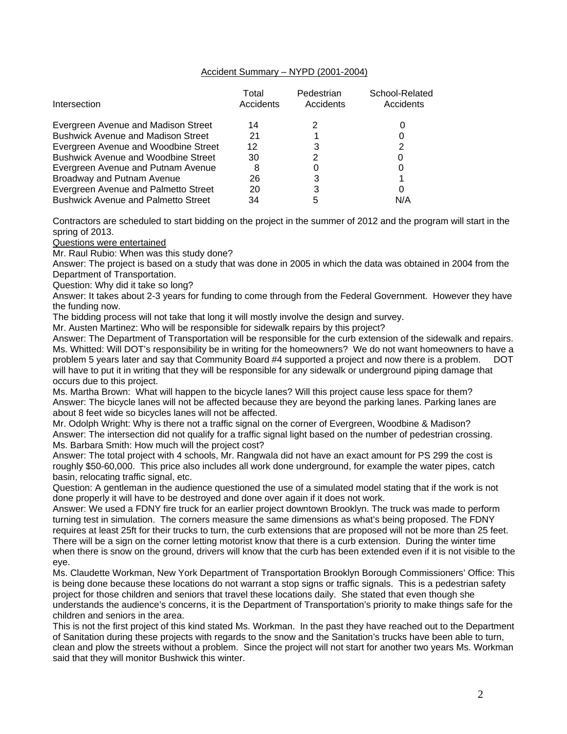Accident Summary – NYPD (2001-2004)

| Intersection | Total Accidents | Pedestrian Accidents | School-Related Accidents |
|---|---|---|---|
| Evergreen Avenue and Madison Street | 14 | 2 | 0 |
| Bushwick Avenue and Madison Street | 21 | 1 | 0 |
| Evergreen Avenue and Woodbine Street | 12 | 3 | 2 |
| Bushwick Avenue and Woodbine Street | 30 | 2 | 0 |
| Evergreen Avenue and Putnam Avenue | 8 | 0 | 0 |
| Broadway and Putnam Avenue | 26 | 3 | 1 |
| Evergreen Avenue and Palmetto Street | 20 | 3 | 0 |
| Bushwick Avenue and Palmetto Street | 34 | 5 | N/A |

Contractors are scheduled to start bidding on the project in the summer of 2012 and the program will start in the spring of 2013.

Questions were entertained

Mr. Raul Rubio: When was this study done?

Answer: The project is based on a study that was done in 2005 in which the data was obtained in 2004 from the Department of Transportation.

Question: Why did it take so long?

Answer: It takes about 2-3 years for funding to come through from the Federal Government. However they have the funding now.

The bidding process will not take that long it will mostly involve the design and survey.

Mr. Austen Martinez: Who will be responsible for sidewalk repairs by this project?

Answer: The Department of Transportation will be responsible for the curb extension of the sidewalk and repairs.

Ms. Whitted: Will DOT's responsibility be in writing for the homeowners? We do not want homeowners to have a problem 5 years later and say that Community Board #4 supported a project and now there is a problem. DOT will have to put it in writing that they will be responsible for any sidewalk or underground piping damage that occurs due to this project.

Ms. Martha Brown: What will happen to the bicycle lanes? Will this project cause less space for them?

Answer: The bicycle lanes will not be affected because they are beyond the parking lanes. Parking lanes are about 8 feet wide so bicycles lanes will not be affected.

Mr. Odolph Wright: Why is there not a traffic signal on the corner of Evergreen, Woodbine & Madison?

Answer: The intersection did not qualify for a traffic signal light based on the number of pedestrian crossing.

Ms. Barbara Smith: How much will the project cost?

Answer: The total project with 4 schools, Mr. Rangwala did not have an exact amount for PS 299 the cost is roughly $50-60,000. This price also includes all work done underground, for example the water pipes, catch basin, relocating traffic signal, etc.

Question: A gentleman in the audience questioned the use of a simulated model stating that if the work is not done properly it will have to be destroyed and done over again if it does not work.

Answer: We used a FDNY fire truck for an earlier project downtown Brooklyn. The truck was made to perform turning test in simulation. The corners measure the same dimensions as what's being proposed. The FDNY requires at least 25ft for their trucks to turn, the curb extensions that are proposed will not be more than 25 feet. There will be a sign on the corner letting motorist know that there is a curb extension. During the winter time when there is snow on the ground, drivers will know that the curb has been extended even if it is not visible to the eye.

Ms. Claudette Workman, New York Department of Transportation Brooklyn Borough Commissioners' Office: This is being done because these locations do not warrant a stop signs or traffic signals. This is a pedestrian safety project for those children and seniors that travel these locations daily. She stated that even though she understands the audience's concerns, it is the Department of Transportation's priority to make things safe for the children and seniors in the area.

This is not the first project of this kind stated Ms. Workman. In the past they have reached out to the Department of Sanitation during these projects with regards to the snow and the Sanitation's trucks have been able to turn, clean and plow the streets without a problem. Since the project will not start for another two years Ms. Workman said that they will monitor Bushwick this winter.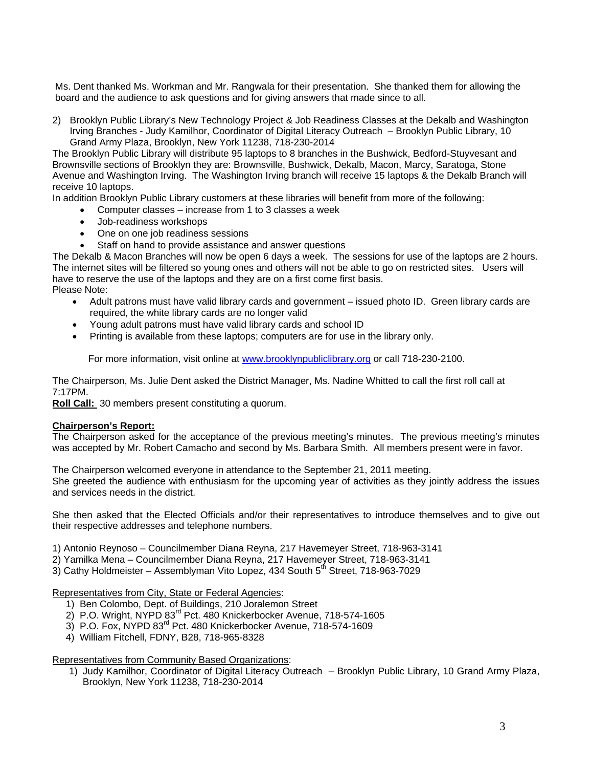Ms. Dent thanked Ms. Workman and Mr. Rangwala for their presentation. She thanked them for allowing the board and the audience to ask questions and for giving answers that made since to all.

2) Brooklyn Public Library's New Technology Project & Job Readiness Classes at the Dekalb and Washington Irving Branches - Judy Kamilhor, Coordinator of Digital Literacy Outreach – Brooklyn Public Library, 10 Grand Army Plaza, Brooklyn, New York 11238, 718-230-2014

The Brooklyn Public Library will distribute 95 laptops to 8 branches in the Bushwick, Bedford-Stuyvesant and Brownsville sections of Brooklyn they are: Brownsville, Bushwick, Dekalb, Macon, Marcy, Saratoga, Stone Avenue and Washington Irving. The Washington Irving branch will receive 15 laptops & the Dekalb Branch will receive 10 laptops.

In addition Brooklyn Public Library customers at these libraries will benefit from more of the following:

- Computer classes – increase from 1 to 3 classes a week
- Job-readiness workshops
- One on one job readiness sessions
- Staff on hand to provide assistance and answer questions

The Dekalb & Macon Branches will now be open 6 days a week. The sessions for use of the laptops are 2 hours. The internet sites will be filtered so young ones and others will not be able to go on restricted sites. Users will have to reserve the use of the laptops and they are on a first come first basis.

Please Note:

- Adult patrons must have valid library cards and government – issued photo ID. Green library cards are required, the white library cards are no longer valid
- Young adult patrons must have valid library cards and school ID
- Printing is available from these laptops; computers are for use in the library only.

For more information, visit online at www.brooklynpubliclibrary.org or call 718-230-2100.

The Chairperson, Ms. Julie Dent asked the District Manager, Ms. Nadine Whitted to call the first roll call at 7:17PM.

**Roll Call:** 30 members present constituting a quorum.

**Chairperson's Report:**

The Chairperson asked for the acceptance of the previous meeting's minutes. The previous meeting's minutes was accepted by Mr. Robert Camacho and second by Ms. Barbara Smith. All members present were in favor.

The Chairperson welcomed everyone in attendance to the September 21, 2011 meeting.

She greeted the audience with enthusiasm for the upcoming year of activities as they jointly address the issues and services needs in the district.

She then asked that the Elected Officials and/or their representatives to introduce themselves and to give out their respective addresses and telephone numbers.

1) Antonio Reynoso – Councilmember Diana Reyna, 217 Havemeyer Street, 718-963-3141
2) Yamilka Mena – Councilmember Diana Reyna, 217 Havemeyer Street, 718-963-3141
3) Cathy Holdmeister – Assemblyman Vito Lopez, 434 South 5th Street, 718-963-7029

Representatives from City, State or Federal Agencies:

1) Ben Colombo, Dept. of Buildings, 210 Joralemon Street
2) P.O. Wright, NYPD 83rd Pct. 480 Knickerbocker Avenue, 718-574-1605
3) P.O. Fox, NYPD 83rd Pct. 480 Knickerbocker Avenue, 718-574-1609
4) William Fitchell, FDNY, B28, 718-965-8328

Representatives from Community Based Organizations:

1) Judy Kamilhor, Coordinator of Digital Literacy Outreach – Brooklyn Public Library, 10 Grand Army Plaza, Brooklyn, New York 11238, 718-230-2014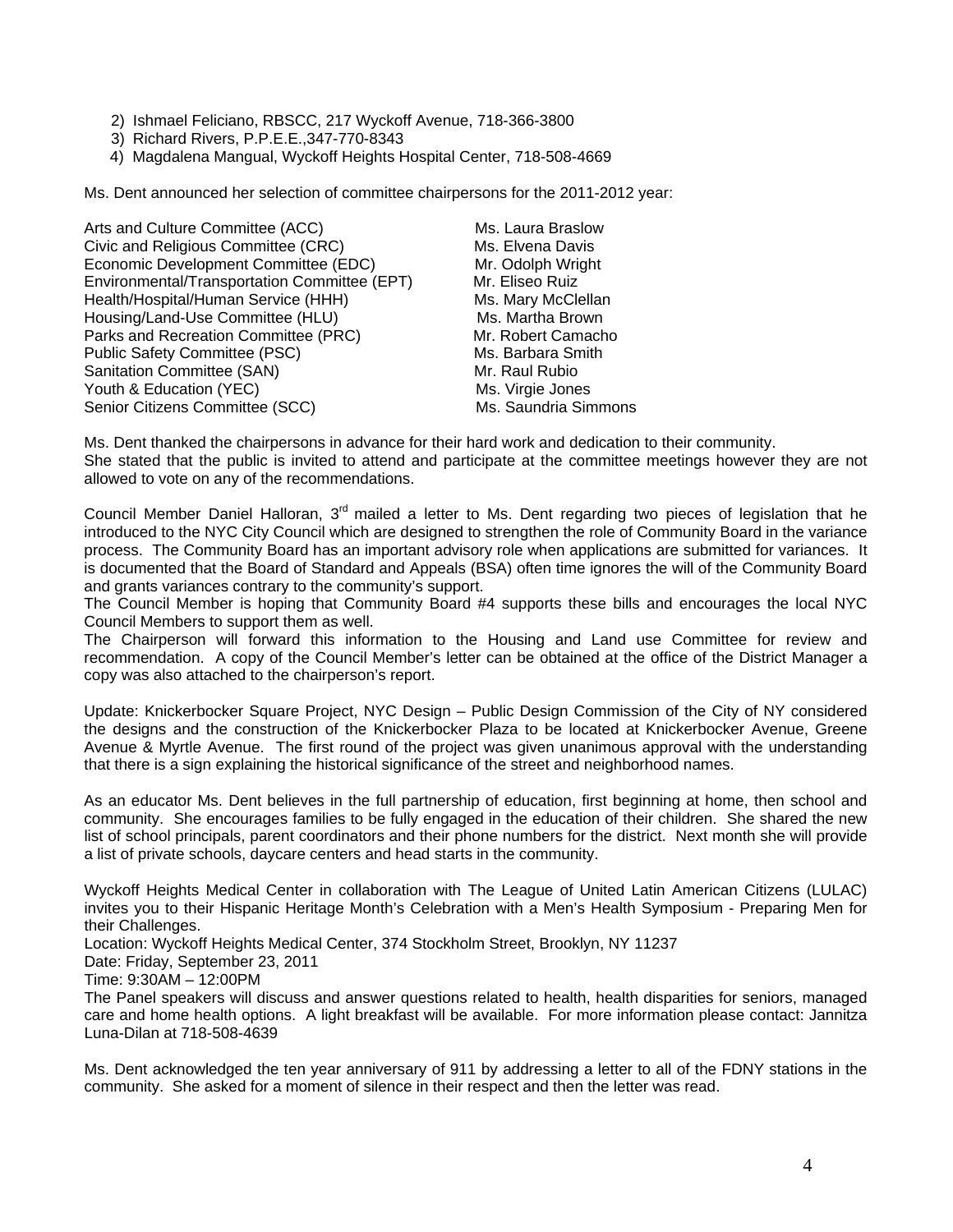2) Ishmael Feliciano, RBSCC, 217 Wyckoff Avenue, 718-366-3800
3) Richard Rivers, P.P.E.E.,347-770-8343
4) Magdalena Mangual, Wyckoff Heights Hospital Center, 718-508-4669

Ms. Dent announced her selection of committee chairpersons for the 2011-2012 year:

| Committee | Chairperson |
|---|---|
| Arts and Culture Committee (ACC) | Ms. Laura Braslow |
| Civic and Religious Committee (CRC) | Ms. Elvena Davis |
| Economic Development Committee (EDC) | Mr. Odolph Wright |
| Environmental/Transportation Committee (EPT) | Mr. Eliseo Ruiz |
| Health/Hospital/Human Service (HHH) | Ms. Mary McClellan |
| Housing/Land-Use Committee (HLU) | Ms. Martha Brown |
| Parks and Recreation Committee (PRC) | Mr. Robert Camacho |
| Public Safety Committee (PSC) | Ms. Barbara Smith |
| Sanitation Committee (SAN) | Mr. Raul Rubio |
| Youth & Education (YEC) | Ms. Virgie Jones |
| Senior Citizens Committee (SCC) | Ms. Saundria Simmons |

Ms. Dent thanked the chairpersons in advance for their hard work and dedication to their community.
She stated that the public is invited to attend and participate at the committee meetings however they are not allowed to vote on any of the recommendations.

Council Member Daniel Halloran, 3rd mailed a letter to Ms. Dent regarding two pieces of legislation that he introduced to the NYC City Council which are designed to strengthen the role of Community Board in the variance process. The Community Board has an important advisory role when applications are submitted for variances. It is documented that the Board of Standard and Appeals (BSA) often time ignores the will of the Community Board and grants variances contrary to the community's support.
The Council Member is hoping that Community Board #4 supports these bills and encourages the local NYC Council Members to support them as well.
The Chairperson will forward this information to the Housing and Land use Committee for review and recommendation. A copy of the Council Member's letter can be obtained at the office of the District Manager a copy was also attached to the chairperson's report.

Update: Knickerbocker Square Project, NYC Design – Public Design Commission of the City of NY considered the designs and the construction of the Knickerbocker Plaza to be located at Knickerbocker Avenue, Greene Avenue & Myrtle Avenue. The first round of the project was given unanimous approval with the understanding that there is a sign explaining the historical significance of the street and neighborhood names.

As an educator Ms. Dent believes in the full partnership of education, first beginning at home, then school and community. She encourages families to be fully engaged in the education of their children. She shared the new list of school principals, parent coordinators and their phone numbers for the district. Next month she will provide a list of private schools, daycare centers and head starts in the community.

Wyckoff Heights Medical Center in collaboration with The League of United Latin American Citizens (LULAC) invites you to their Hispanic Heritage Month's Celebration with a Men's Health Symposium - Preparing Men for their Challenges.
Location: Wyckoff Heights Medical Center, 374 Stockholm Street, Brooklyn, NY 11237
Date: Friday, September 23, 2011
Time: 9:30AM – 12:00PM
The Panel speakers will discuss and answer questions related to health, health disparities for seniors, managed care and home health options. A light breakfast will be available. For more information please contact: Jannitza Luna-Dilan at 718-508-4639

Ms. Dent acknowledged the ten year anniversary of 911 by addressing a letter to all of the FDNY stations in the community. She asked for a moment of silence in their respect and then the letter was read.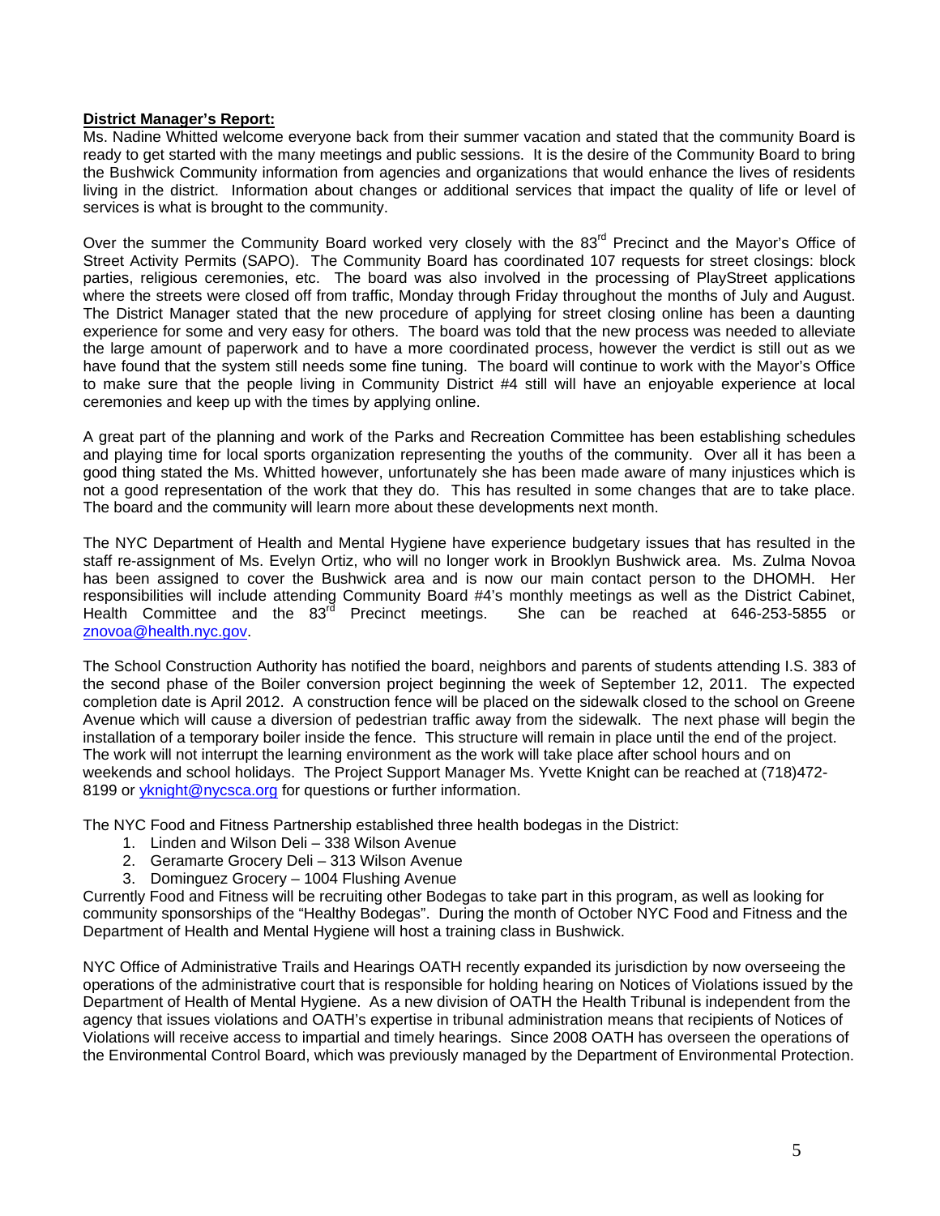**District Manager's Report:**

Ms. Nadine Whitted welcome everyone back from their summer vacation and stated that the community Board is ready to get started with the many meetings and public sessions. It is the desire of the Community Board to bring the Bushwick Community information from agencies and organizations that would enhance the lives of residents living in the district. Information about changes or additional services that impact the quality of life or level of services is what is brought to the community.

Over the summer the Community Board worked very closely with the 83rd Precinct and the Mayor's Office of Street Activity Permits (SAPO). The Community Board has coordinated 107 requests for street closings: block parties, religious ceremonies, etc. The board was also involved in the processing of PlayStreet applications where the streets were closed off from traffic, Monday through Friday throughout the months of July and August. The District Manager stated that the new procedure of applying for street closing online has been a daunting experience for some and very easy for others. The board was told that the new process was needed to alleviate the large amount of paperwork and to have a more coordinated process, however the verdict is still out as we have found that the system still needs some fine tuning. The board will continue to work with the Mayor's Office to make sure that the people living in Community District #4 still will have an enjoyable experience at local ceremonies and keep up with the times by applying online.

A great part of the planning and work of the Parks and Recreation Committee has been establishing schedules and playing time for local sports organization representing the youths of the community. Over all it has been a good thing stated the Ms. Whitted however, unfortunately she has been made aware of many injustices which is not a good representation of the work that they do. This has resulted in some changes that are to take place. The board and the community will learn more about these developments next month.

The NYC Department of Health and Mental Hygiene have experience budgetary issues that has resulted in the staff re-assignment of Ms. Evelyn Ortiz, who will no longer work in Brooklyn Bushwick area. Ms. Zulma Novoa has been assigned to cover the Bushwick area and is now our main contact person to the DHOMH. Her responsibilities will include attending Community Board #4's monthly meetings as well as the District Cabinet, Health Committee and the 83rd Precinct meetings. She can be reached at 646-253-5855 or znovoa@health.nyc.gov.

The School Construction Authority has notified the board, neighbors and parents of students attending I.S. 383 of the second phase of the Boiler conversion project beginning the week of September 12, 2011. The expected completion date is April 2012. A construction fence will be placed on the sidewalk closed to the school on Greene Avenue which will cause a diversion of pedestrian traffic away from the sidewalk. The next phase will begin the installation of a temporary boiler inside the fence. This structure will remain in place until the end of the project. The work will not interrupt the learning environment as the work will take place after school hours and on weekends and school holidays. The Project Support Manager Ms. Yvette Knight can be reached at (718)472-8199 or yknight@nycsca.org for questions or further information.

The NYC Food and Fitness Partnership established three health bodegas in the District:

1. Linden and Wilson Deli – 338 Wilson Avenue
2. Geramarte Grocery Deli – 313 Wilson Avenue
3. Dominguez Grocery – 1004 Flushing Avenue

Currently Food and Fitness will be recruiting other Bodegas to take part in this program, as well as looking for community sponsorships of the "Healthy Bodegas". During the month of October NYC Food and Fitness and the Department of Health and Mental Hygiene will host a training class in Bushwick.

NYC Office of Administrative Trails and Hearings OATH recently expanded its jurisdiction by now overseeing the operations of the administrative court that is responsible for holding hearing on Notices of Violations issued by the Department of Health of Mental Hygiene. As a new division of OATH the Health Tribunal is independent from the agency that issues violations and OATH's expertise in tribunal administration means that recipients of Notices of Violations will receive access to impartial and timely hearings. Since 2008 OATH has overseen the operations of the Environmental Control Board, which was previously managed by the Department of Environmental Protection.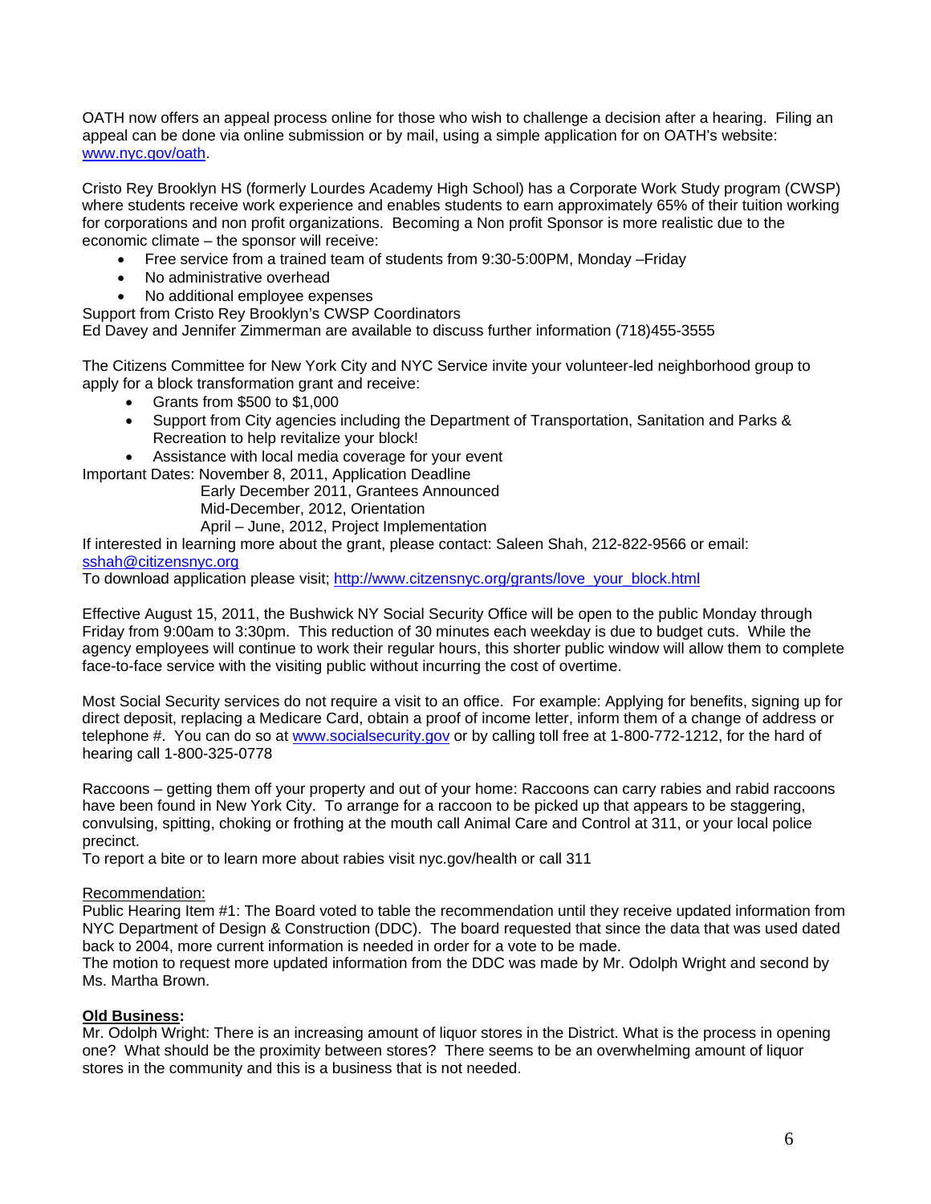OATH now offers an appeal process online for those who wish to challenge a decision after a hearing. Filing an appeal can be done via online submission or by mail, using a simple application for on OATH's website: www.nyc.gov/oath.

Cristo Rey Brooklyn HS (formerly Lourdes Academy High School) has a Corporate Work Study program (CWSP) where students receive work experience and enables students to earn approximately 65% of their tuition working for corporations and non profit organizations. Becoming a Non profit Sponsor is more realistic due to the economic climate – the sponsor will receive:

- Free service from a trained team of students from 9:30-5:00PM, Monday –Friday
- No administrative overhead
- No additional employee expenses

Support from Cristo Rey Brooklyn's CWSP Coordinators
Ed Davey and Jennifer Zimmerman are available to discuss further information (718)455-3555

The Citizens Committee for New York City and NYC Service invite your volunteer-led neighborhood group to apply for a block transformation grant and receive:

- Grants from $500 to $1,000
- Support from City agencies including the Department of Transportation, Sanitation and Parks & Recreation to help revitalize your block!
- Assistance with local media coverage for your event

Important Dates: November 8, 2011, Application Deadline
Early December 2011, Grantees Announced
Mid-December, 2012, Orientation
April – June, 2012, Project Implementation

If interested in learning more about the grant, please contact: Saleen Shah, 212-822-9566 or email: sshah@citizensnyc.org
To download application please visit; http://www.citizensnyc.org/grants/love_your_block.html

Effective August 15, 2011, the Bushwick NY Social Security Office will be open to the public Monday through Friday from 9:00am to 3:30pm. This reduction of 30 minutes each weekday is due to budget cuts. While the agency employees will continue to work their regular hours, this shorter public window will allow them to complete face-to-face service with the visiting public without incurring the cost of overtime.

Most Social Security services do not require a visit to an office. For example: Applying for benefits, signing up for direct deposit, replacing a Medicare Card, obtain a proof of income letter, inform them of a change of address or telephone #. You can do so at www.socialsecurity.gov or by calling toll free at 1-800-772-1212, for the hard of hearing call 1-800-325-0778

Raccoons – getting them off your property and out of your home: Raccoons can carry rabies and rabid raccoons have been found in New York City. To arrange for a raccoon to be picked up that appears to be staggering, convulsing, spitting, choking or frothing at the mouth call Animal Care and Control at 311, or your local police precinct.
To report a bite or to learn more about rabies visit nyc.gov/health or call 311

Recommendation:
Public Hearing Item #1: The Board voted to table the recommendation until they receive updated information from NYC Department of Design & Construction (DDC). The board requested that since the data that was used dated back to 2004, more current information is needed in order for a vote to be made.
The motion to request more updated information from the DDC was made by Mr. Odolph Wright and second by Ms. Martha Brown.

**Old Business:**
Mr. Odolph Wright: There is an increasing amount of liquor stores in the District. What is the process in opening one? What should be the proximity between stores? There seems to be an overwhelming amount of liquor stores in the community and this is a business that is not needed.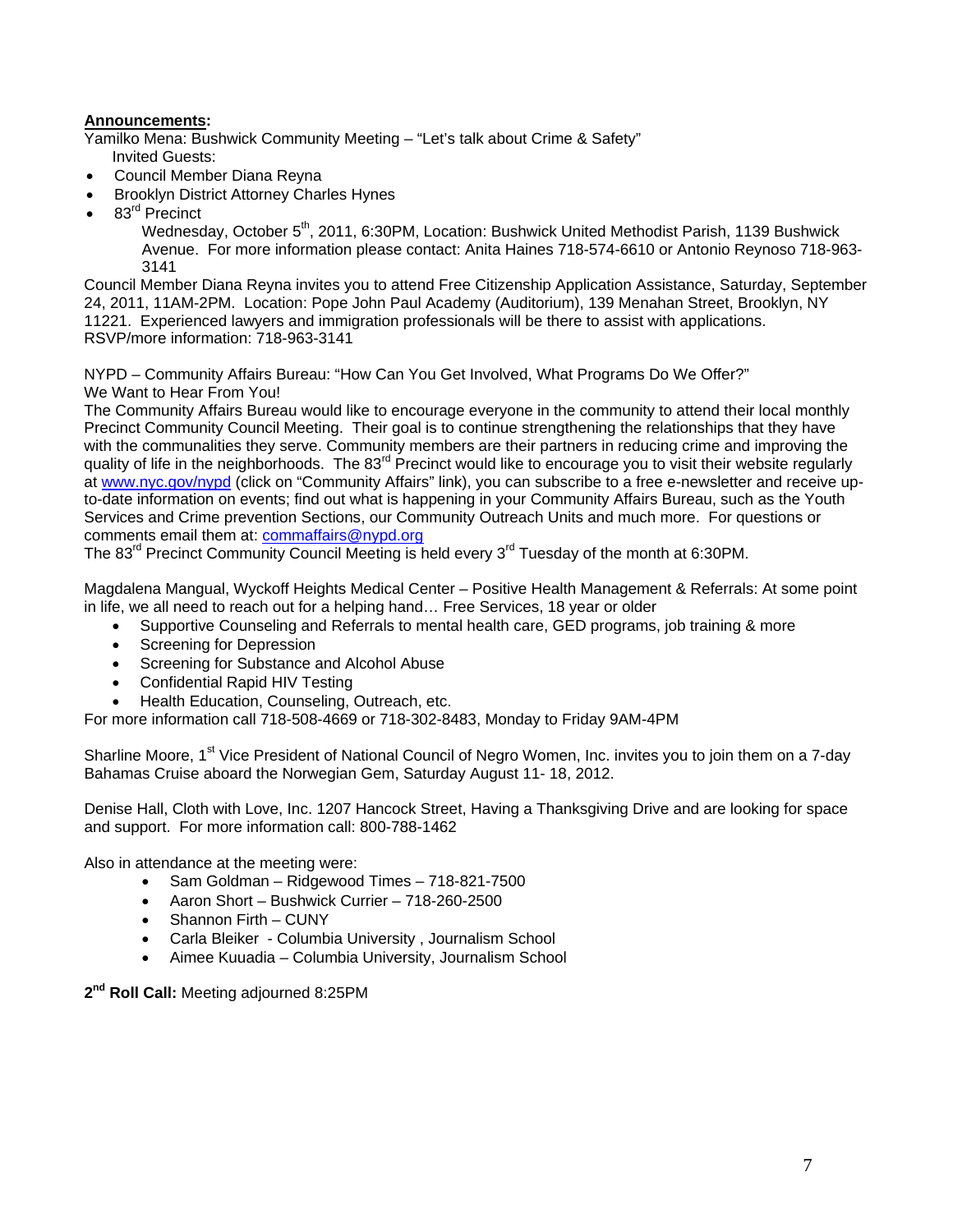**Announcements:**

Yamilko Mena: Bushwick Community Meeting – “Let’s talk about Crime & Safety”
Invited Guests:

- Council Member Diana Reyna
- Brooklyn District Attorney Charles Hynes
- 83rd Precinct

Wednesday, October 5th, 2011, 6:30PM, Location: Bushwick United Methodist Parish, 1139 Bushwick Avenue. For more information please contact: Anita Haines 718-574-6610 or Antonio Reynoso 718-963-3141

Council Member Diana Reyna invites you to attend Free Citizenship Application Assistance, Saturday, September 24, 2011, 11AM-2PM. Location: Pope John Paul Academy (Auditorium), 139 Menahan Street, Brooklyn, NY 11221. Experienced lawyers and immigration professionals will be there to assist with applications. RSVP/more information: 718-963-3141

NYPD – Community Affairs Bureau: “How Can You Get Involved, What Programs Do We Offer?”
We Want to Hear From You!
The Community Affairs Bureau would like to encourage everyone in the community to attend their local monthly Precinct Community Council Meeting. Their goal is to continue strengthening the relationships that they have with the communalities they serve. Community members are their partners in reducing crime and improving the quality of life in the neighborhoods. The 83rd Precinct would like to encourage you to visit their website regularly at www.nyc.gov/nypd (click on “Community Affairs” link), you can subscribe to a free e-newsletter and receive up-to-date information on events; find out what is happening in your Community Affairs Bureau, such as the Youth Services and Crime prevention Sections, our Community Outreach Units and much more. For questions or comments email them at: commaffairs@nypd.org
The 83rd Precinct Community Council Meeting is held every 3rd Tuesday of the month at 6:30PM.

Magdalena Mangual, Wyckoff Heights Medical Center – Positive Health Management & Referrals: At some point in life, we all need to reach out for a helping hand… Free Services, 18 year or older

- Supportive Counseling and Referrals to mental health care, GED programs, job training & more
- Screening for Depression
- Screening for Substance and Alcohol Abuse
- Confidential Rapid HIV Testing
- Health Education, Counseling, Outreach, etc.

For more information call 718-508-4669 or 718-302-8483, Monday to Friday 9AM-4PM

Sharline Moore, 1st Vice President of National Council of Negro Women, Inc. invites you to join them on a 7-day Bahamas Cruise aboard the Norwegian Gem, Saturday August 11- 18, 2012.

Denise Hall, Cloth with Love, Inc. 1207 Hancock Street, Having a Thanksgiving Drive and are looking for space and support. For more information call: 800-788-1462

Also in attendance at the meeting were:

- Sam Goldman – Ridgewood Times – 718-821-7500
- Aaron Short – Bushwick Currier – 718-260-2500
- Shannon Firth – CUNY
- Carla Bleiker - Columbia University , Journalism School
- Aimee Kuuadia – Columbia University, Journalism School

**2nd Roll Call:** Meeting adjourned 8:25PM